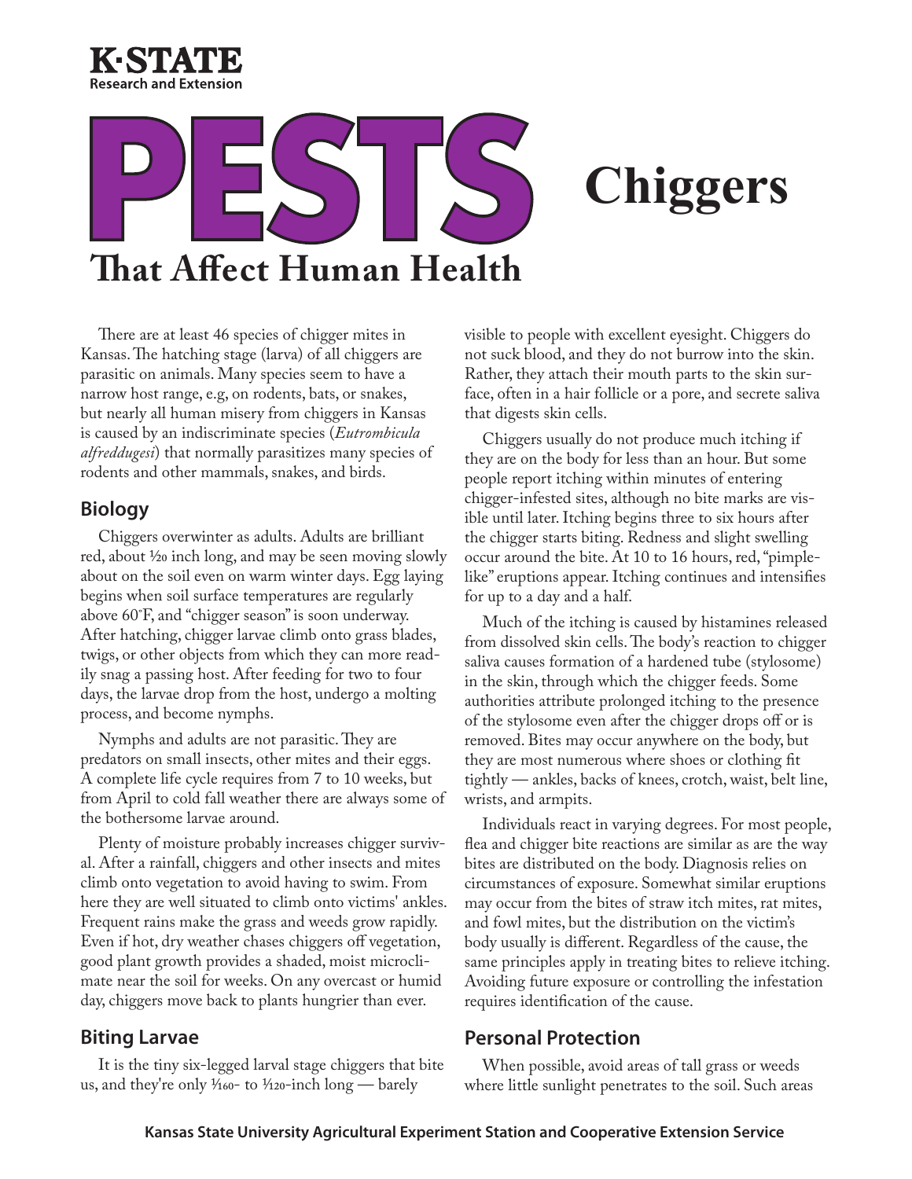K·STATE
Research and Extension

# PESTS That Affect Human Health

# Chiggers

There are at least 46 species of chigger mites in Kansas. The hatching stage (larva) of all chiggers are parasitic on animals. Many species seem to have a narrow host range, e.g, on rodents, bats, or snakes, but nearly all human misery from chiggers in Kansas is caused by an indiscriminate species (*Eutrombicula alfreddugesi*) that normally parasitizes many species of rodents and other mammals, snakes, and birds.

## Biology

Chiggers overwinter as adults. Adults are brilliant red, about 1⁄20 inch long, and may be seen moving slowly about on the soil even on warm winter days. Egg laying begins when soil surface temperatures are regularly above 60˚F, and "chigger season" is soon underway. After hatching, chigger larvae climb onto grass blades, twigs, or other objects from which they can more readily snag a passing host. After feeding for two to four days, the larvae drop from the host, undergo a molting process, and become nymphs.

Nymphs and adults are not parasitic. They are predators on small insects, other mites and their eggs. A complete life cycle requires from 7 to 10 weeks, but from April to cold fall weather there are always some of the bothersome larvae around.

Plenty of moisture probably increases chigger survival. After a rainfall, chiggers and other insects and mites climb onto vegetation to avoid having to swim. From here they are well situated to climb onto victims' ankles. Frequent rains make the grass and weeds grow rapidly. Even if hot, dry weather chases chiggers off vegetation, good plant growth provides a shaded, moist microclimate near the soil for weeks. On any overcast or humid day, chiggers move back to plants hungrier than ever.

## Biting Larvae

It is the tiny six-legged larval stage chiggers that bite us, and they're only 1⁄160- to 1⁄120-inch long — barely visible to people with excellent eyesight. Chiggers do not suck blood, and they do not burrow into the skin. Rather, they attach their mouth parts to the skin surface, often in a hair follicle or a pore, and secrete saliva that digests skin cells.

Chiggers usually do not produce much itching if they are on the body for less than an hour. But some people report itching within minutes of entering chigger-infested sites, although no bite marks are visible until later. Itching begins three to six hours after the chigger starts biting. Redness and slight swelling occur around the bite. At 10 to 16 hours, red, "pimple-like" eruptions appear. Itching continues and intensifies for up to a day and a half.

Much of the itching is caused by histamines released from dissolved skin cells. The body's reaction to chigger saliva causes formation of a hardened tube (stylosome) in the skin, through which the chigger feeds. Some authorities attribute prolonged itching to the presence of the stylosome even after the chigger drops off or is removed. Bites may occur anywhere on the body, but they are most numerous where shoes or clothing fit tightly — ankles, backs of knees, crotch, waist, belt line, wrists, and armpits.

Individuals react in varying degrees. For most people, flea and chigger bite reactions are similar as are the way bites are distributed on the body. Diagnosis relies on circumstances of exposure. Somewhat similar eruptions may occur from the bites of straw itch mites, rat mites, and fowl mites, but the distribution on the victim's body usually is different. Regardless of the cause, the same principles apply in treating bites to relieve itching. Avoiding future exposure or controlling the infestation requires identification of the cause.

## Personal Protection

When possible, avoid areas of tall grass or weeds where little sunlight penetrates to the soil. Such areas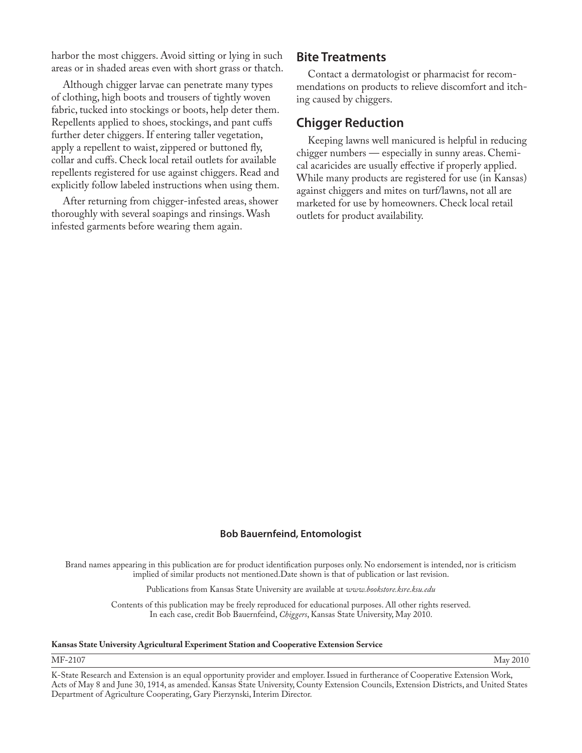harbor the most chiggers. Avoid sitting or lying in such areas or in shaded areas even with short grass or thatch.

Although chigger larvae can penetrate many types of clothing, high boots and trousers of tightly woven fabric, tucked into stockings or boots, help deter them. Repellents applied to shoes, stockings, and pant cuffs further deter chiggers. If entering taller vegetation, apply a repellent to waist, zippered or buttoned fly, collar and cuffs. Check local retail outlets for available repellents registered for use against chiggers. Read and explicitly follow labeled instructions when using them.

After returning from chigger-infested areas, shower thoroughly with several soapings and rinsings. Wash infested garments before wearing them again.

## Bite Treatments

Contact a dermatologist or pharmacist for recommendations on products to relieve discomfort and itching caused by chiggers.

## Chigger Reduction

Keeping lawns well manicured is helpful in reducing chigger numbers — especially in sunny areas. Chemical acaricides are usually effective if properly applied. While many products are registered for use (in Kansas) against chiggers and mites on turf/lawns, not all are marketed for use by homeowners. Check local retail outlets for product availability.

**Bob Bauernfeind, Entomologist**

Brand names appearing in this publication are for product identification purposes only. No endorsement is intended, nor is criticism implied of similar products not mentioned.Date shown is that of publication or last revision.

Publications from Kansas State University are available at *www.bookstore.ksre.ksu.edu*

Contents of this publication may be freely reproduced for educational purposes. All other rights reserved. In each case, credit Bob Bauernfeind, *Chiggers*, Kansas State University, May 2010.

**Kansas State University Agricultural Experiment Station and Cooperative Extension Service**

MF-2107 May 2010

K-State Research and Extension is an equal opportunity provider and employer. Issued in furtherance of Cooperative Extension Work, Acts of May 8 and June 30, 1914, as amended. Kansas State University, County Extension Councils, Extension Districts, and United States Department of Agriculture Cooperating, Gary Pierzynski, Interim Director.